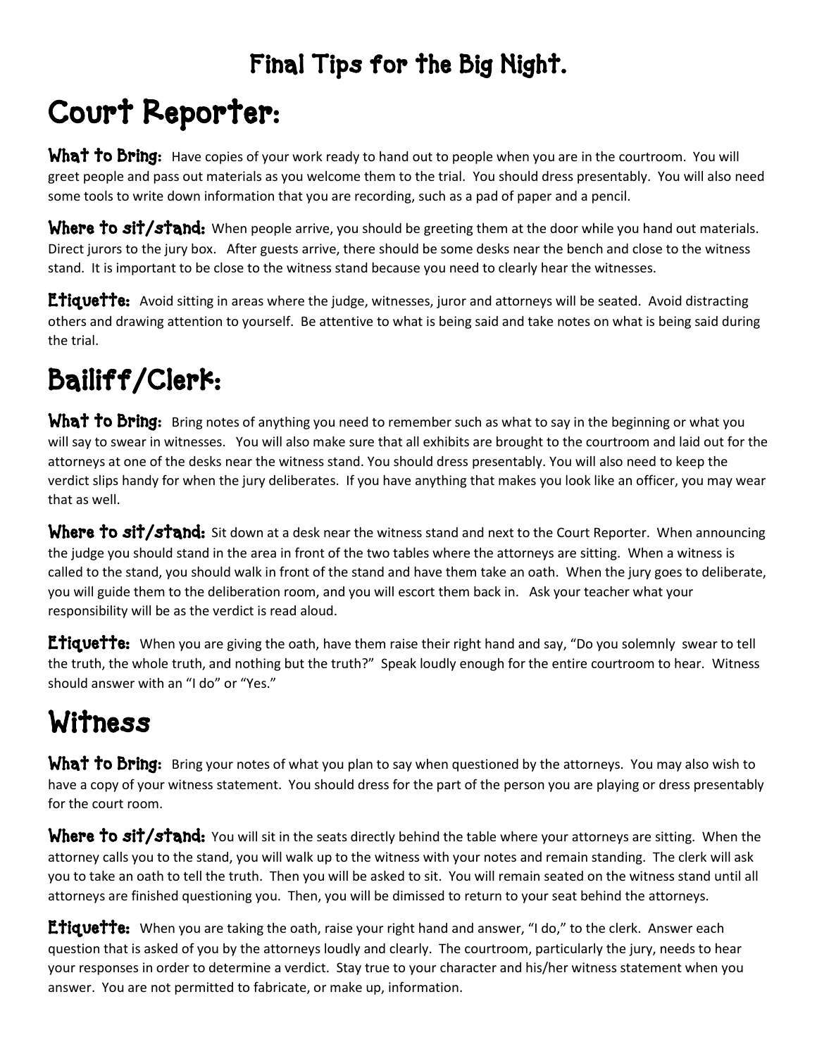## Final Tips for the Big Night.

# Court Reporter:

**What to Bring:** Have copies of your work ready to hand out to people when you are in the courtroom. You will greet people and pass out materials as you welcome them to the trial. You should dress presentably. You will also need some tools to write down information that you are recording, such as a pad of paper and a pencil.

**Where to sit/stand:** When people arrive, you should be greeting them at the door while you hand out materials. Direct jurors to the jury box. After guests arrive, there should be some desks near the bench and close to the witness stand. It is important to be close to the witness stand because you need to clearly hear the witnesses.

**Etiquette:** Avoid sitting in areas where the judge, witnesses, juror and attorneys will be seated. Avoid distracting others and drawing attention to yourself. Be attentive to what is being said and take notes on what is being said during the trial.

# Bailiff/Clerk:

**What to Bring:** Bring notes of anything you need to remember such as what to say in the beginning or what you will say to swear in witnesses. You will also make sure that all exhibits are brought to the courtroom and laid out for the attorneys at one of the desks near the witness stand. You should dress presentably. You will also need to keep the verdict slips handy for when the jury deliberates. If you have anything that makes you look like an officer, you may wear that as well.

**Where to sit/stand:** Sit down at a desk near the witness stand and next to the Court Reporter. When announcing the judge you should stand in the area in front of the two tables where the attorneys are sitting. When a witness is called to the stand, you should walk in front of the stand and have them take an oath. When the jury goes to deliberate, you will guide them to the deliberation room, and you will escort them back in. Ask your teacher what your responsibility will be as the verdict is read aloud.

**Etiquette:** When you are giving the oath, have them raise their right hand and say, "Do you solemnly swear to tell the truth, the whole truth, and nothing but the truth?" Speak loudly enough for the entire courtroom to hear. Witness should answer with an "I do" or "Yes."

# Witness

**What to Bring:** Bring your notes of what you plan to say when questioned by the attorneys. You may also wish to have a copy of your witness statement. You should dress for the part of the person you are playing or dress presentably for the court room.

**Where to sit/stand:** You will sit in the seats directly behind the table where your attorneys are sitting. When the attorney calls you to the stand, you will walk up to the witness with your notes and remain standing. The clerk will ask you to take an oath to tell the truth. Then you will be asked to sit. You will remain seated on the witness stand until all attorneys are finished questioning you. Then, you will be dimissed to return to your seat behind the attorneys.

**Etiquette:** When you are taking the oath, raise your right hand and answer, "I do," to the clerk. Answer each question that is asked of you by the attorneys loudly and clearly. The courtroom, particularly the jury, needs to hear your responses in order to determine a verdict. Stay true to your character and his/her witness statement when you answer. You are not permitted to fabricate, or make up, information.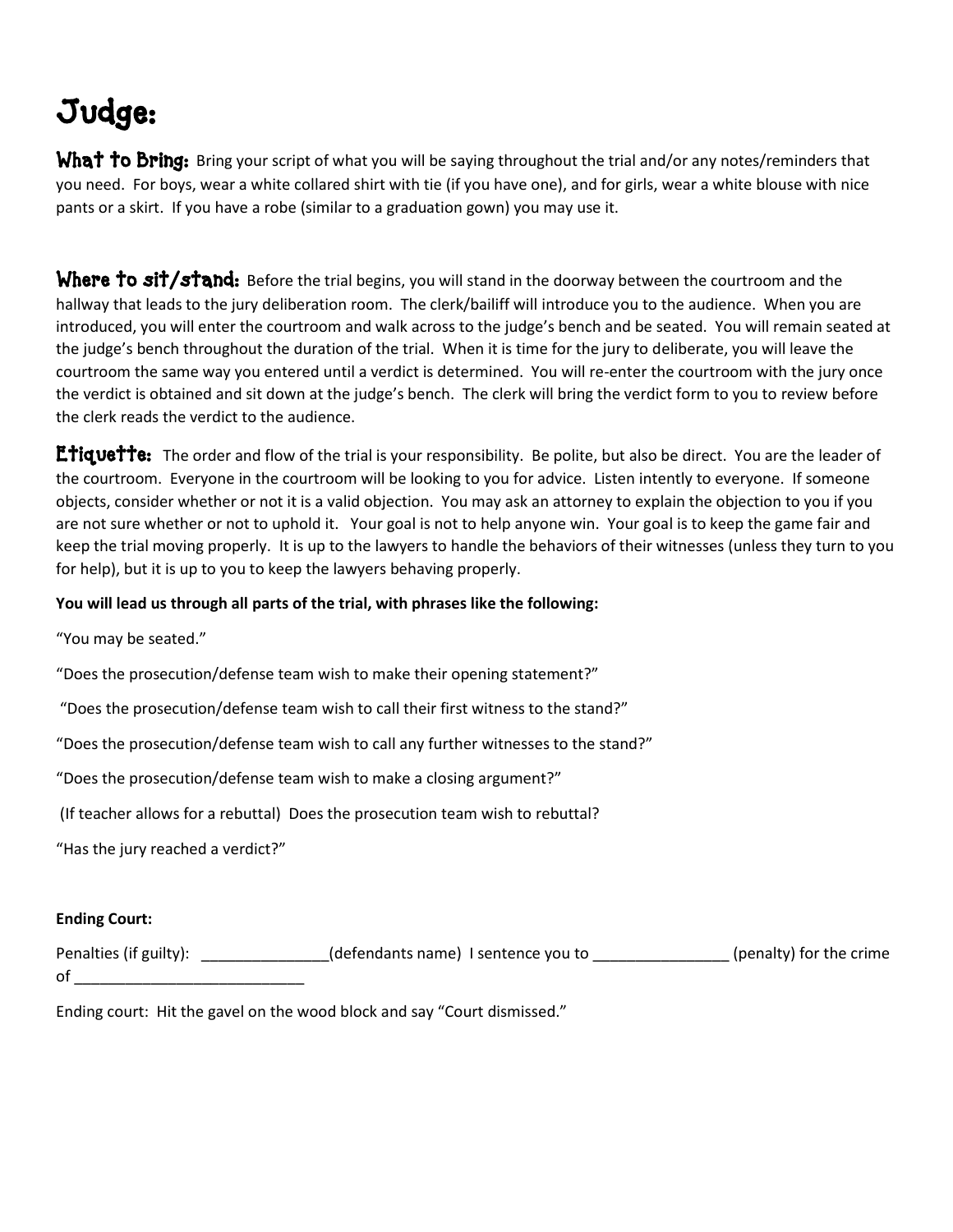# Judge:

**What to Bring:** Bring your script of what you will be saying throughout the trial and/or any notes/reminders that you need. For boys, wear a white collared shirt with tie (if you have one), and for girls, wear a white blouse with nice pants or a skirt. If you have a robe (similar to a graduation gown) you may use it.

**Where to sit/stand:** Before the trial begins, you will stand in the doorway between the courtroom and the hallway that leads to the jury deliberation room. The clerk/bailiff will introduce you to the audience. When you are introduced, you will enter the courtroom and walk across to the judge's bench and be seated. You will remain seated at the judge's bench throughout the duration of the trial. When it is time for the jury to deliberate, you will leave the courtroom the same way you entered until a verdict is determined. You will re-enter the courtroom with the jury once the verdict is obtained and sit down at the judge's bench. The clerk will bring the verdict form to you to review before the clerk reads the verdict to the audience.

**Etiquette:** The order and flow of the trial is your responsibility. Be polite, but also be direct. You are the leader of the courtroom. Everyone in the courtroom will be looking to you for advice. Listen intently to everyone. If someone objects, consider whether or not it is a valid objection. You may ask an attorney to explain the objection to you if you are not sure whether or not to uphold it. Your goal is not to help anyone win. Your goal is to keep the game fair and keep the trial moving properly. It is up to the lawyers to handle the behaviors of their witnesses (unless they turn to you for help), but it is up to you to keep the lawyers behaving properly.

**You will lead us through all parts of the trial, with phrases like the following:**

"You may be seated."

"Does the prosecution/defense team wish to make their opening statement?"

"Does the prosecution/defense team wish to call their first witness to the stand?"

"Does the prosecution/defense team wish to call any further witnesses to the stand?"

"Does the prosecution/defense team wish to make a closing argument?"

(If teacher allows for a rebuttal) Does the prosecution team wish to rebuttal?

"Has the jury reached a verdict?"

**Ending Court:**

Penalties (if guilty): _______________(defendants name) I sentence you to ________________ (penalty) for the crime of ___________________________

Ending court: Hit the gavel on the wood block and say "Court dismissed."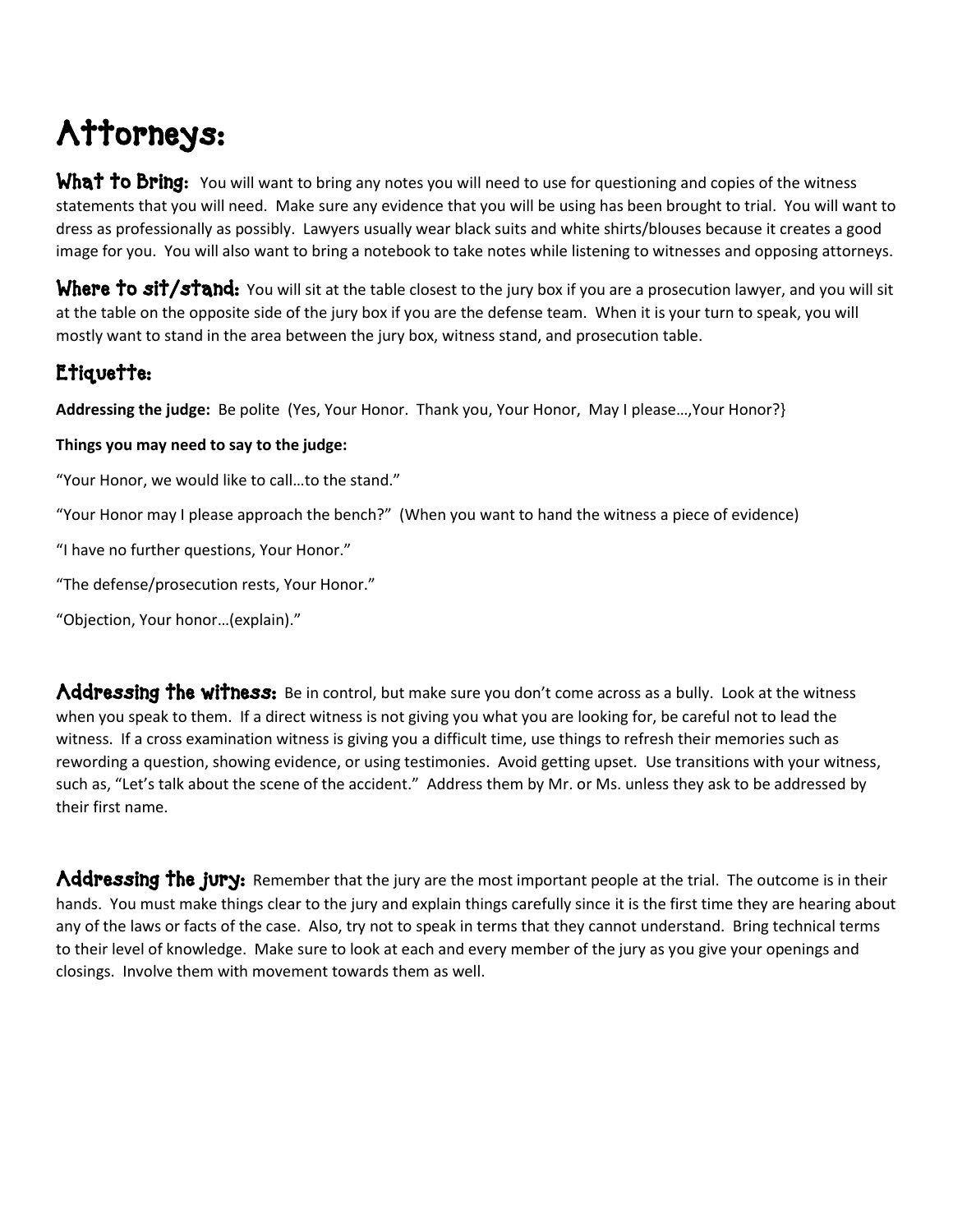# Attorneys:

**What to Bring:** You will want to bring any notes you will need to use for questioning and copies of the witness statements that you will need. Make sure any evidence that you will be using has been brought to trial. You will want to dress as professionally as possibly. Lawyers usually wear black suits and white shirts/blouses because it creates a good image for you. You will also want to bring a notebook to take notes while listening to witnesses and opposing attorneys.

**Where to sit/stand:** You will sit at the table closest to the jury box if you are a prosecution lawyer, and you will sit at the table on the opposite side of the jury box if you are the defense team. When it is your turn to speak, you will mostly want to stand in the area between the jury box, witness stand, and prosecution table.

## Etiquette:

**Addressing the judge:** Be polite (Yes, Your Honor. Thank you, Your Honor, May I please…,Your Honor?}

**Things you may need to say to the judge:**

"Your Honor, we would like to call…to the stand."

"Your Honor may I please approach the bench?" (When you want to hand the witness a piece of evidence)

"I have no further questions, Your Honor."

"The defense/prosecution rests, Your Honor."

"Objection, Your honor…(explain)."

**Addressing the witness:** Be in control, but make sure you don't come across as a bully. Look at the witness when you speak to them. If a direct witness is not giving you what you are looking for, be careful not to lead the witness. If a cross examination witness is giving you a difficult time, use things to refresh their memories such as rewording a question, showing evidence, or using testimonies. Avoid getting upset. Use transitions with your witness, such as, "Let's talk about the scene of the accident." Address them by Mr. or Ms. unless they ask to be addressed by their first name.

**Addressing the jury:** Remember that the jury are the most important people at the trial. The outcome is in their hands. You must make things clear to the jury and explain things carefully since it is the first time they are hearing about any of the laws or facts of the case. Also, try not to speak in terms that they cannot understand. Bring technical terms to their level of knowledge. Make sure to look at each and every member of the jury as you give your openings and closings. Involve them with movement towards them as well.